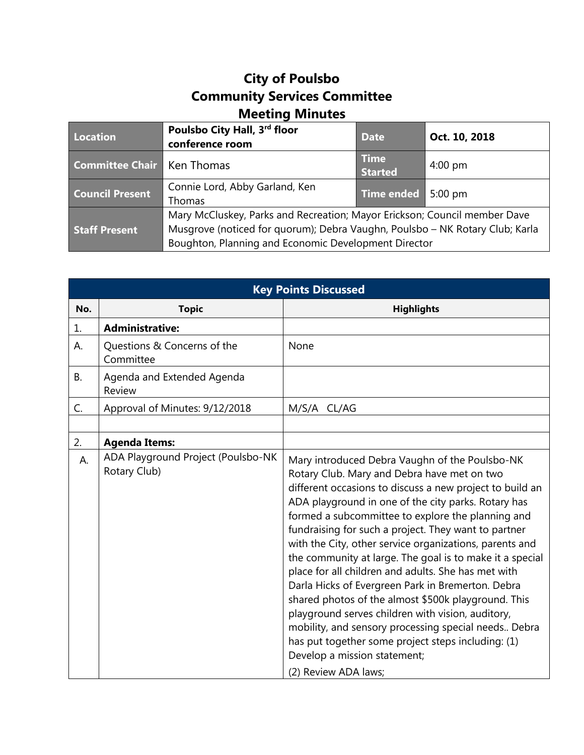# City of Poulsbo
# Community Services Committee
# Meeting Minutes

| Location | Poulsbo City Hall, 3rd floor conference room | Date | Oct. 10, 2018 |
|---|---|---|---|
| Committee Chair | Ken Thomas | Time Started | 4:00 pm |
| Council Present | Connie Lord, Abby Garland, Ken Thomas | Time ended | 5:00 pm |
| Staff Present | Mary McCluskey, Parks and Recreation; Mayor Erickson; Council member Dave Musgrove (noticed for quorum); Debra Vaughn, Poulsbo – NK Rotary Club; Karla Boughton, Planning and Economic Development Director | | |

## Key Points Discussed

| No. | Topic | Highlights |
|---|---|---|
| 1. | **Administrative:** | |
| A. | Questions & Concerns of the Committee | None |
| B. | Agenda and Extended Agenda Review | |
| C. | Approval of Minutes: 9/12/2018 | M/S/A CL/AG |
| | | |
| 2. | **Agenda Items:** | |
| A. | ADA Playground Project (Poulsbo-NK Rotary Club) | Mary introduced Debra Vaughn of the Poulsbo-NK Rotary Club. Mary and Debra have met on two different occasions to discuss a new project to build an ADA playground in one of the city parks. Rotary has formed a subcommittee to explore the planning and fundraising for such a project. They want to partner with the City, other service organizations, parents and the community at large. The goal is to make it a special place for all children and adults. She has met with Darla Hicks of Evergreen Park in Bremerton. Debra shared photos of the almost $500k playground. This playground serves children with vision, auditory, mobility, and sensory processing special needs.. Debra has put together some project steps including: (1) Develop a mission statement;<br>(2) Review ADA laws; |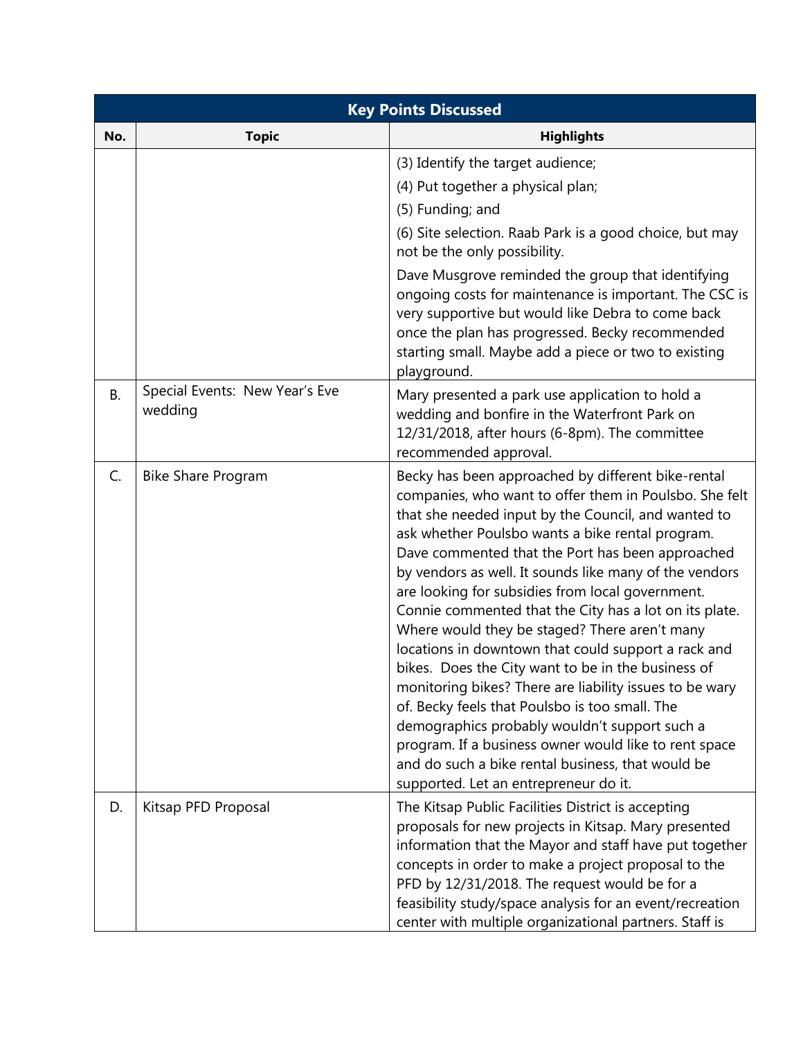| Key Points Discussed | | |
|---|---|---|
| **No.** | **Topic** | **Highlights** |
| | | (3) Identify the target audience;<br>(4) Put together a physical plan;<br>(5) Funding; and<br>(6) Site selection. Raab Park is a good choice, but may not be the only possibility.<br>Dave Musgrove reminded the group that identifying ongoing costs for maintenance is important. The CSC is very supportive but would like Debra to come back once the plan has progressed. Becky recommended starting small. Maybe add a piece or two to existing playground. |
| B. | Special Events: New Year's Eve wedding | Mary presented a park use application to hold a wedding and bonfire in the Waterfront Park on 12/31/2018, after hours (6-8pm). The committee recommended approval. |
| C. | Bike Share Program | Becky has been approached by different bike-rental companies, who want to offer them in Poulsbo. She felt that she needed input by the Council, and wanted to ask whether Poulsbo wants a bike rental program. Dave commented that the Port has been approached by vendors as well. It sounds like many of the vendors are looking for subsidies from local government. Connie commented that the City has a lot on its plate. Where would they be staged? There aren't many locations in downtown that could support a rack and bikes. Does the City want to be in the business of monitoring bikes? There are liability issues to be wary of. Becky feels that Poulsbo is too small. The demographics probably wouldn't support such a program. If a business owner would like to rent space and do such a bike rental business, that would be supported. Let an entrepreneur do it. |
| D. | Kitsap PFD Proposal | The Kitsap Public Facilities District is accepting proposals for new projects in Kitsap. Mary presented information that the Mayor and staff have put together concepts in order to make a project proposal to the PFD by 12/31/2018. The request would be for a feasibility study/space analysis for an event/recreation center with multiple organizational partners. Staff is |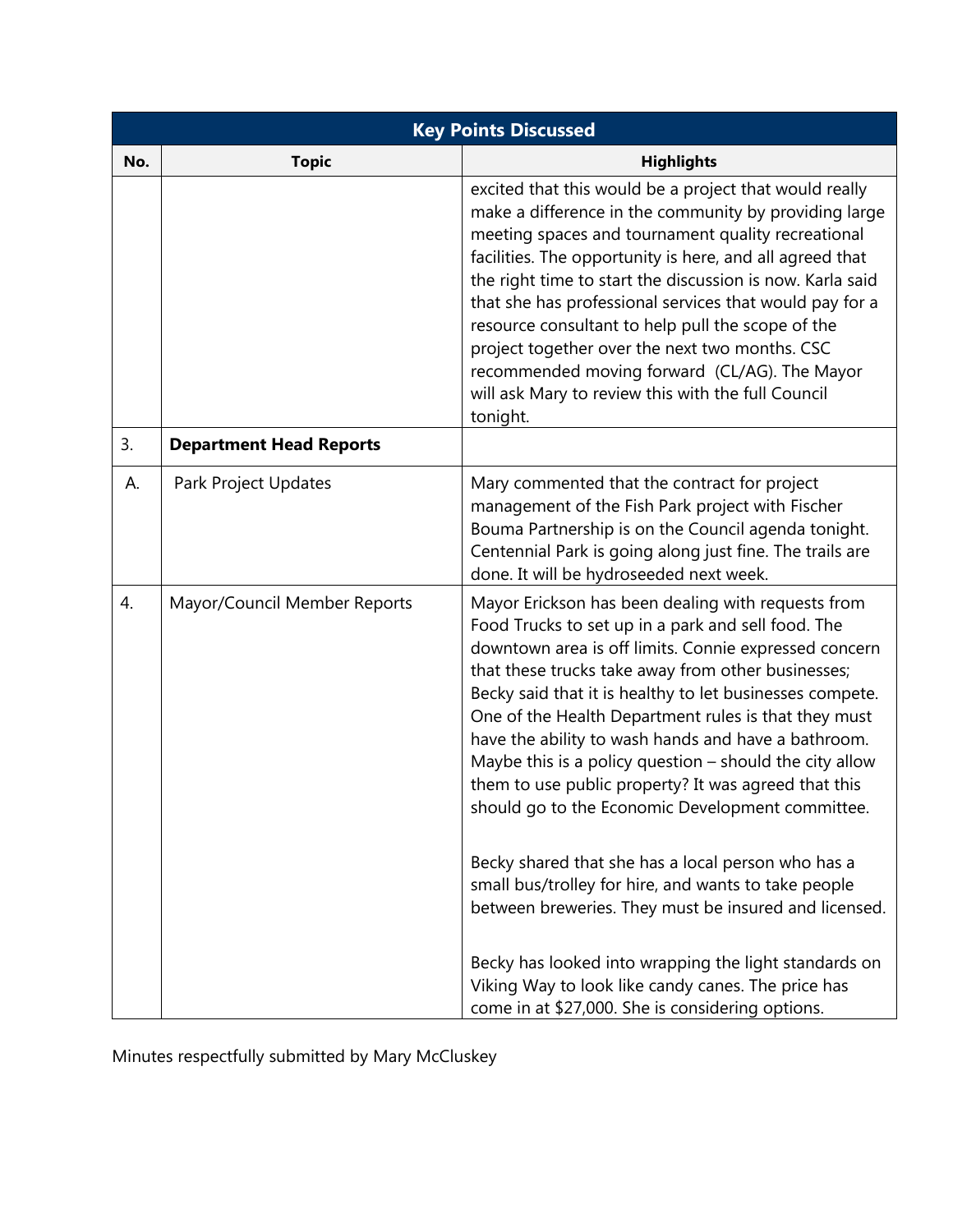| Key Points Discussed | | |
|---|---|---|
| **No.** | **Topic** | **Highlights** |
| | | excited that this would be a project that would really make a difference in the community by providing large meeting spaces and tournament quality recreational facilities. The opportunity is here, and all agreed that the right time to start the discussion is now. Karla said that she has professional services that would pay for a resource consultant to help pull the scope of the project together over the next two months. CSC recommended moving forward (CL/AG). The Mayor will ask Mary to review this with the full Council tonight. |
| 3. | **Department Head Reports** | |
| A. | Park Project Updates | Mary commented that the contract for project management of the Fish Park project with Fischer Bouma Partnership is on the Council agenda tonight. Centennial Park is going along just fine. The trails are done. It will be hydroseeded next week. |
| 4. | Mayor/Council Member Reports | Mayor Erickson has been dealing with requests from Food Trucks to set up in a park and sell food. The downtown area is off limits. Connie expressed concern that these trucks take away from other businesses; Becky said that it is healthy to let businesses compete. One of the Health Department rules is that they must have the ability to wash hands and have a bathroom. Maybe this is a policy question – should the city allow them to use public property? It was agreed that this should go to the Economic Development committee.<br><br>Becky shared that she has a local person who has a small bus/trolley for hire, and wants to take people between breweries. They must be insured and licensed.<br><br>Becky has looked into wrapping the light standards on Viking Way to look like candy canes. The price has come in at $27,000. She is considering options. |

Minutes respectfully submitted by Mary McCluskey